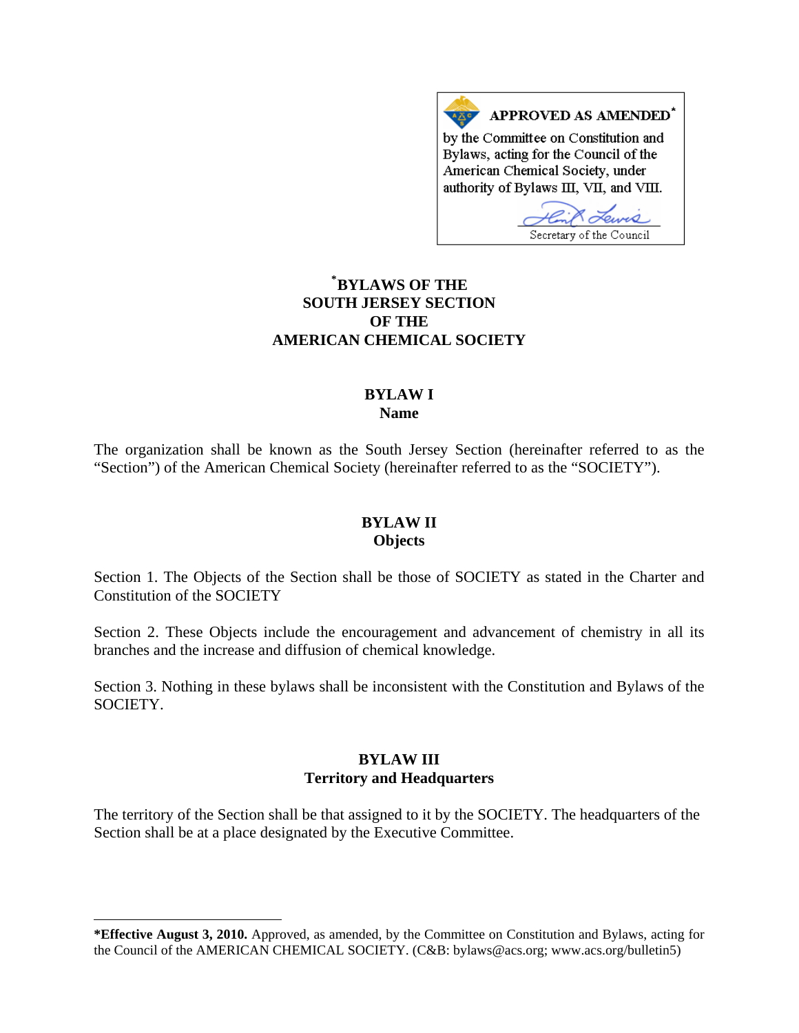**APPROVED AS AMENDED***

by the Committee on Constitution and Bylaws, acting for the Council of the American Chemical Society, under authority of Bylaws III, VII, and VIII.

Secretary of the Council

# *BYLAWS OF THE SOUTH JERSEY SECTION OF THE AMERICAN CHEMICAL SOCIETY

## BYLAW I
## Name

The organization shall be known as the South Jersey Section (hereinafter referred to as the "Section") of the American Chemical Society (hereinafter referred to as the "SOCIETY").

## BYLAW II
## Objects

Section 1. The Objects of the Section shall be those of SOCIETY as stated in the Charter and Constitution of the SOCIETY

Section 2. These Objects include the encouragement and advancement of chemistry in all its branches and the increase and diffusion of chemical knowledge.

Section 3. Nothing in these bylaws shall be inconsistent with the Constitution and Bylaws of the SOCIETY.

## BYLAW III
## Territory and Headquarters

The territory of the Section shall be that assigned to it by the SOCIETY. The headquarters of the Section shall be at a place designated by the Executive Committee.

---

***Effective August 3, 2010.** Approved, as amended, by the Committee on Constitution and Bylaws, acting for the Council of the AMERICAN CHEMICAL SOCIETY. (C&B: bylaws@acs.org; www.acs.org/bulletin5)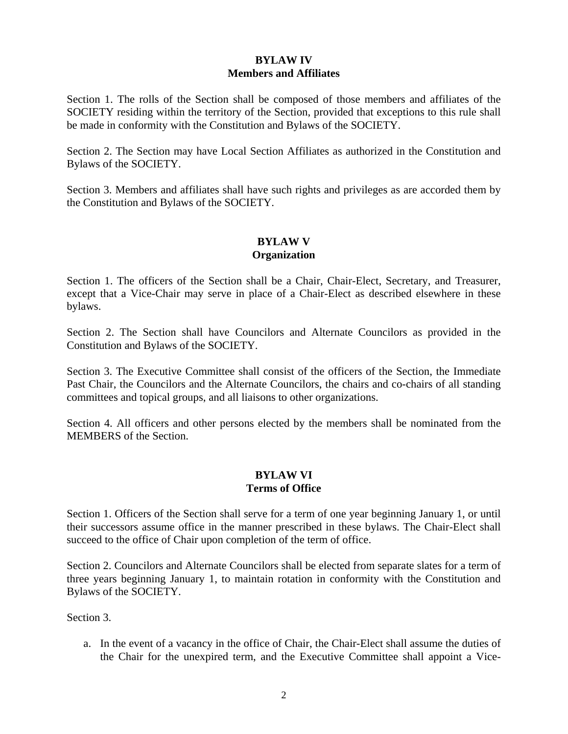## BYLAW IV
## Members and Affiliates

Section 1. The rolls of the Section shall be composed of those members and affiliates of the SOCIETY residing within the territory of the Section, provided that exceptions to this rule shall be made in conformity with the Constitution and Bylaws of the SOCIETY.

Section 2. The Section may have Local Section Affiliates as authorized in the Constitution and Bylaws of the SOCIETY.

Section 3. Members and affiliates shall have such rights and privileges as are accorded them by the Constitution and Bylaws of the SOCIETY.

## BYLAW V
## Organization

Section 1. The officers of the Section shall be a Chair, Chair-Elect, Secretary, and Treasurer, except that a Vice-Chair may serve in place of a Chair-Elect as described elsewhere in these bylaws.

Section 2. The Section shall have Councilors and Alternate Councilors as provided in the Constitution and Bylaws of the SOCIETY.

Section 3. The Executive Committee shall consist of the officers of the Section, the Immediate Past Chair, the Councilors and the Alternate Councilors, the chairs and co-chairs of all standing committees and topical groups, and all liaisons to other organizations.

Section 4. All officers and other persons elected by the members shall be nominated from the MEMBERS of the Section.

## BYLAW VI
## Terms of Office

Section 1. Officers of the Section shall serve for a term of one year beginning January 1, or until their successors assume office in the manner prescribed in these bylaws. The Chair-Elect shall succeed to the office of Chair upon completion of the term of office.

Section 2. Councilors and Alternate Councilors shall be elected from separate slates for a term of three years beginning January 1, to maintain rotation in conformity with the Constitution and Bylaws of the SOCIETY.

Section 3.

a. In the event of a vacancy in the office of Chair, the Chair-Elect shall assume the duties of the Chair for the unexpired term, and the Executive Committee shall appoint a Vice-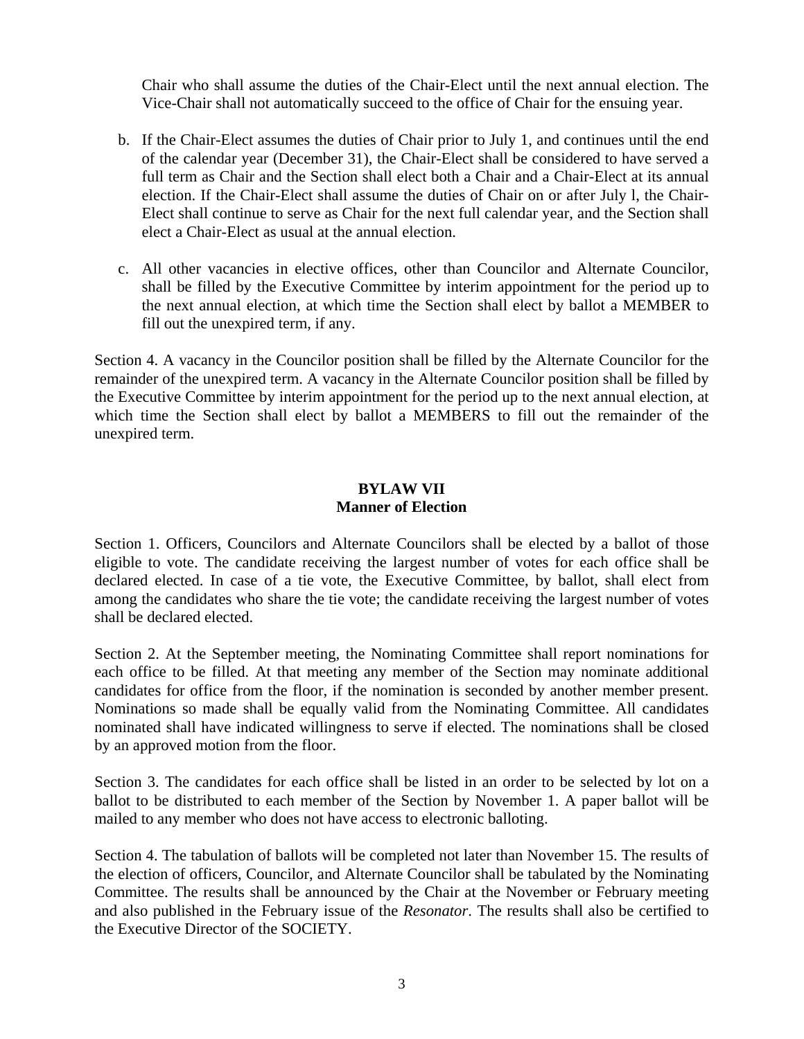Chair who shall assume the duties of the Chair-Elect until the next annual election. The Vice-Chair shall not automatically succeed to the office of Chair for the ensuing year.

b. If the Chair-Elect assumes the duties of Chair prior to July 1, and continues until the end of the calendar year (December 31), the Chair-Elect shall be considered to have served a full term as Chair and the Section shall elect both a Chair and a Chair-Elect at its annual election. If the Chair-Elect shall assume the duties of Chair on or after July l, the Chair-Elect shall continue to serve as Chair for the next full calendar year, and the Section shall elect a Chair-Elect as usual at the annual election.

c. All other vacancies in elective offices, other than Councilor and Alternate Councilor, shall be filled by the Executive Committee by interim appointment for the period up to the next annual election, at which time the Section shall elect by ballot a MEMBER to fill out the unexpired term, if any.

Section 4. A vacancy in the Councilor position shall be filled by the Alternate Councilor for the remainder of the unexpired term. A vacancy in the Alternate Councilor position shall be filled by the Executive Committee by interim appointment for the period up to the next annual election, at which time the Section shall elect by ballot a MEMBERS to fill out the remainder of the unexpired term.

## BYLAW VII
## Manner of Election

Section 1. Officers, Councilors and Alternate Councilors shall be elected by a ballot of those eligible to vote. The candidate receiving the largest number of votes for each office shall be declared elected. In case of a tie vote, the Executive Committee, by ballot, shall elect from among the candidates who share the tie vote; the candidate receiving the largest number of votes shall be declared elected.

Section 2. At the September meeting, the Nominating Committee shall report nominations for each office to be filled. At that meeting any member of the Section may nominate additional candidates for office from the floor, if the nomination is seconded by another member present. Nominations so made shall be equally valid from the Nominating Committee. All candidates nominated shall have indicated willingness to serve if elected. The nominations shall be closed by an approved motion from the floor.

Section 3. The candidates for each office shall be listed in an order to be selected by lot on a ballot to be distributed to each member of the Section by November 1. A paper ballot will be mailed to any member who does not have access to electronic balloting.

Section 4. The tabulation of ballots will be completed not later than November 15. The results of the election of officers, Councilor, and Alternate Councilor shall be tabulated by the Nominating Committee. The results shall be announced by the Chair at the November or February meeting and also published in the February issue of the *Resonator*. The results shall also be certified to the Executive Director of the SOCIETY.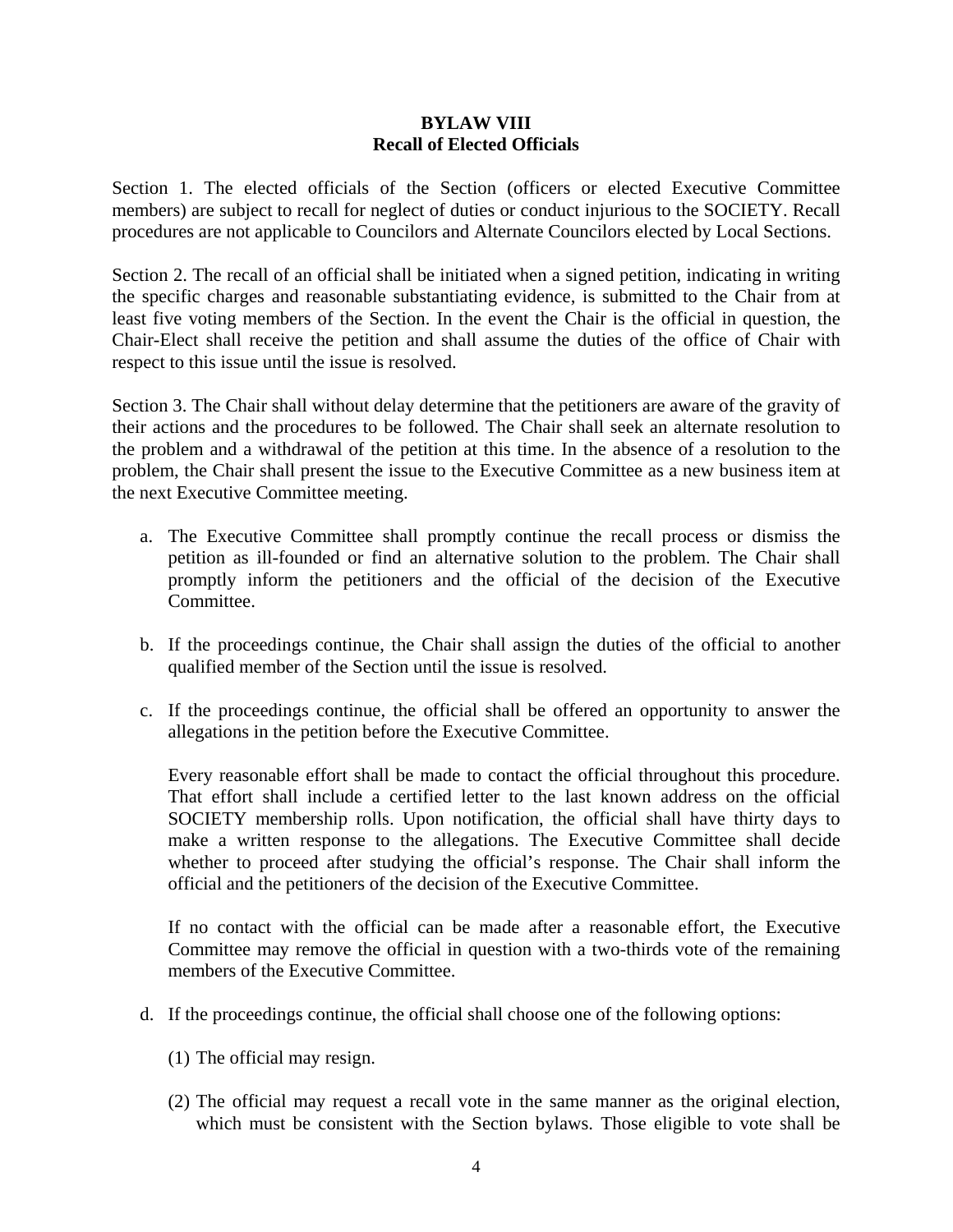**BYLAW VIII**
**Recall of Elected Officials**

Section 1. The elected officials of the Section (officers or elected Executive Committee members) are subject to recall for neglect of duties or conduct injurious to the SOCIETY. Recall procedures are not applicable to Councilors and Alternate Councilors elected by Local Sections.

Section 2. The recall of an official shall be initiated when a signed petition, indicating in writing the specific charges and reasonable substantiating evidence, is submitted to the Chair from at least five voting members of the Section. In the event the Chair is the official in question, the Chair-Elect shall receive the petition and shall assume the duties of the office of Chair with respect to this issue until the issue is resolved.

Section 3. The Chair shall without delay determine that the petitioners are aware of the gravity of their actions and the procedures to be followed. The Chair shall seek an alternate resolution to the problem and a withdrawal of the petition at this time. In the absence of a resolution to the problem, the Chair shall present the issue to the Executive Committee as a new business item at the next Executive Committee meeting.

a. The Executive Committee shall promptly continue the recall process or dismiss the petition as ill-founded or find an alternative solution to the problem. The Chair shall promptly inform the petitioners and the official of the decision of the Executive Committee.

b. If the proceedings continue, the Chair shall assign the duties of the official to another qualified member of the Section until the issue is resolved.

c. If the proceedings continue, the official shall be offered an opportunity to answer the allegations in the petition before the Executive Committee.

   Every reasonable effort shall be made to contact the official throughout this procedure. That effort shall include a certified letter to the last known address on the official SOCIETY membership rolls. Upon notification, the official shall have thirty days to make a written response to the allegations. The Executive Committee shall decide whether to proceed after studying the official's response. The Chair shall inform the official and the petitioners of the decision of the Executive Committee.

   If no contact with the official can be made after a reasonable effort, the Executive Committee may remove the official in question with a two-thirds vote of the remaining members of the Executive Committee.

d. If the proceedings continue, the official shall choose one of the following options:

   (1) The official may resign.

   (2) The official may request a recall vote in the same manner as the original election, which must be consistent with the Section bylaws. Those eligible to vote shall be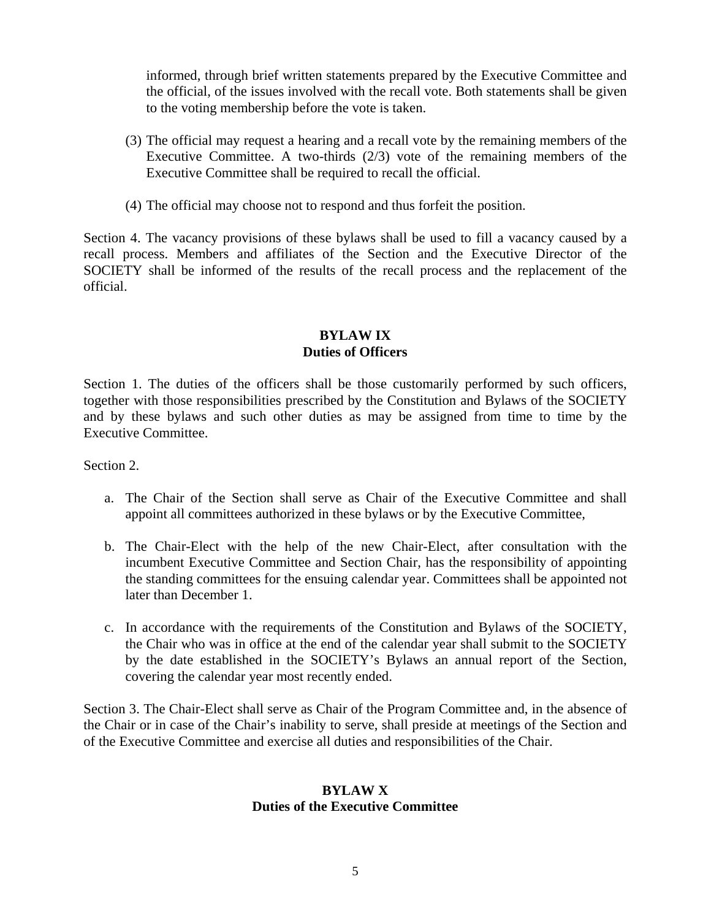informed, through brief written statements prepared by the Executive Committee and the official, of the issues involved with the recall vote. Both statements shall be given to the voting membership before the vote is taken.

(3) The official may request a hearing and a recall vote by the remaining members of the Executive Committee. A two-thirds (2/3) vote of the remaining members of the Executive Committee shall be required to recall the official.

(4) The official may choose not to respond and thus forfeit the position.

Section 4. The vacancy provisions of these bylaws shall be used to fill a vacancy caused by a recall process. Members and affiliates of the Section and the Executive Director of the SOCIETY shall be informed of the results of the recall process and the replacement of the official.

## BYLAW IX
## Duties of Officers

Section 1. The duties of the officers shall be those customarily performed by such officers, together with those responsibilities prescribed by the Constitution and Bylaws of the SOCIETY and by these bylaws and such other duties as may be assigned from time to time by the Executive Committee.

Section 2.

a. The Chair of the Section shall serve as Chair of the Executive Committee and shall appoint all committees authorized in these bylaws or by the Executive Committee,

b. The Chair-Elect with the help of the new Chair-Elect, after consultation with the incumbent Executive Committee and Section Chair, has the responsibility of appointing the standing committees for the ensuing calendar year. Committees shall be appointed not later than December 1.

c. In accordance with the requirements of the Constitution and Bylaws of the SOCIETY, the Chair who was in office at the end of the calendar year shall submit to the SOCIETY by the date established in the SOCIETY's Bylaws an annual report of the Section, covering the calendar year most recently ended.

Section 3. The Chair-Elect shall serve as Chair of the Program Committee and, in the absence of the Chair or in case of the Chair's inability to serve, shall preside at meetings of the Section and of the Executive Committee and exercise all duties and responsibilities of the Chair.

## BYLAW X
## Duties of the Executive Committee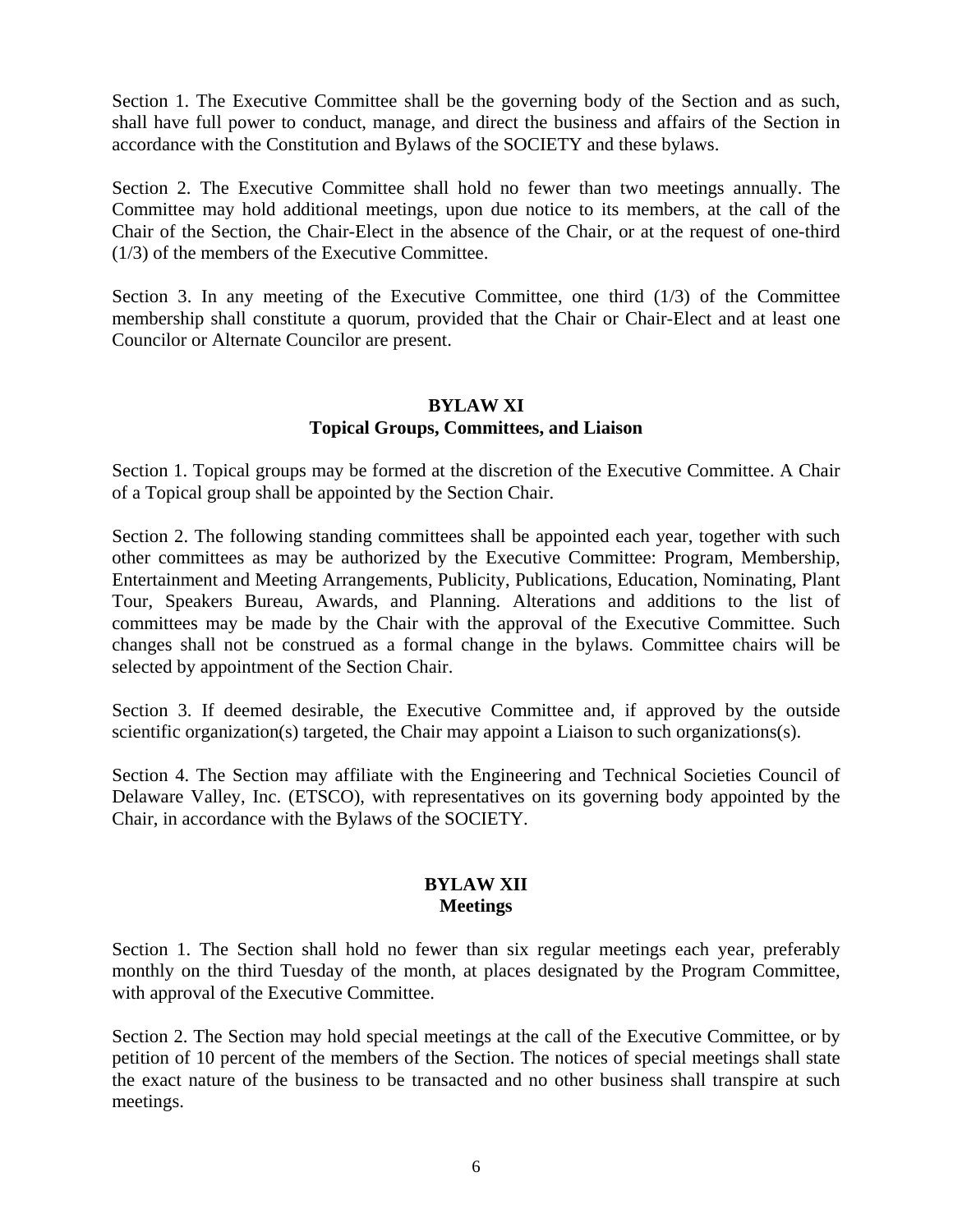Section 1. The Executive Committee shall be the governing body of the Section and as such, shall have full power to conduct, manage, and direct the business and affairs of the Section in accordance with the Constitution and Bylaws of the SOCIETY and these bylaws.

Section 2. The Executive Committee shall hold no fewer than two meetings annually. The Committee may hold additional meetings, upon due notice to its members, at the call of the Chair of the Section, the Chair-Elect in the absence of the Chair, or at the request of one-third (1/3) of the members of the Executive Committee.

Section 3. In any meeting of the Executive Committee, one third (1/3) of the Committee membership shall constitute a quorum, provided that the Chair or Chair-Elect and at least one Councilor or Alternate Councilor are present.

## BYLAW XI
## Topical Groups, Committees, and Liaison

Section 1. Topical groups may be formed at the discretion of the Executive Committee. A Chair of a Topical group shall be appointed by the Section Chair.

Section 2. The following standing committees shall be appointed each year, together with such other committees as may be authorized by the Executive Committee: Program, Membership, Entertainment and Meeting Arrangements, Publicity, Publications, Education, Nominating, Plant Tour, Speakers Bureau, Awards, and Planning. Alterations and additions to the list of committees may be made by the Chair with the approval of the Executive Committee. Such changes shall not be construed as a formal change in the bylaws. Committee chairs will be selected by appointment of the Section Chair.

Section 3. If deemed desirable, the Executive Committee and, if approved by the outside scientific organization(s) targeted, the Chair may appoint a Liaison to such organizations(s).

Section 4. The Section may affiliate with the Engineering and Technical Societies Council of Delaware Valley, Inc. (ETSCO), with representatives on its governing body appointed by the Chair, in accordance with the Bylaws of the SOCIETY.

## BYLAW XII
## Meetings

Section 1. The Section shall hold no fewer than six regular meetings each year, preferably monthly on the third Tuesday of the month, at places designated by the Program Committee, with approval of the Executive Committee.

Section 2. The Section may hold special meetings at the call of the Executive Committee, or by petition of 10 percent of the members of the Section. The notices of special meetings shall state the exact nature of the business to be transacted and no other business shall transpire at such meetings.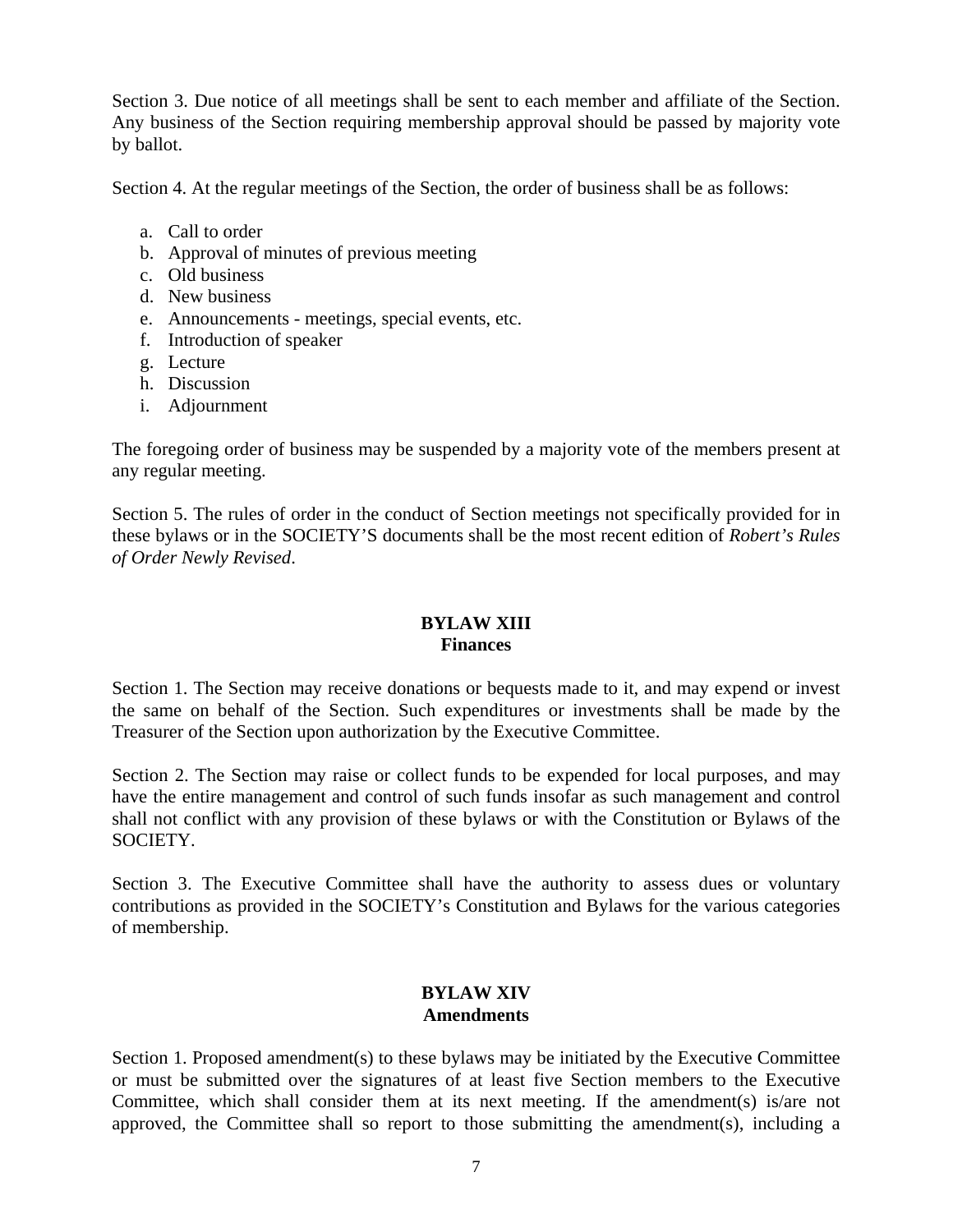Section 3. Due notice of all meetings shall be sent to each member and affiliate of the Section. Any business of the Section requiring membership approval should be passed by majority vote by ballot.

Section 4. At the regular meetings of the Section, the order of business shall be as follows:

a. Call to order
b. Approval of minutes of previous meeting
c. Old business
d. New business
e. Announcements - meetings, special events, etc.
f. Introduction of speaker
g. Lecture
h. Discussion
i. Adjournment

The foregoing order of business may be suspended by a majority vote of the members present at any regular meeting.

Section 5. The rules of order in the conduct of Section meetings not specifically provided for in these bylaws or in the SOCIETY'S documents shall be the most recent edition of *Robert's Rules of Order Newly Revised*.

## BYLAW XIII
## Finances

Section 1. The Section may receive donations or bequests made to it, and may expend or invest the same on behalf of the Section. Such expenditures or investments shall be made by the Treasurer of the Section upon authorization by the Executive Committee.

Section 2. The Section may raise or collect funds to be expended for local purposes, and may have the entire management and control of such funds insofar as such management and control shall not conflict with any provision of these bylaws or with the Constitution or Bylaws of the SOCIETY.

Section 3. The Executive Committee shall have the authority to assess dues or voluntary contributions as provided in the SOCIETY's Constitution and Bylaws for the various categories of membership.

## BYLAW XIV
## Amendments

Section 1. Proposed amendment(s) to these bylaws may be initiated by the Executive Committee or must be submitted over the signatures of at least five Section members to the Executive Committee, which shall consider them at its next meeting. If the amendment(s) is/are not approved, the Committee shall so report to those submitting the amendment(s), including a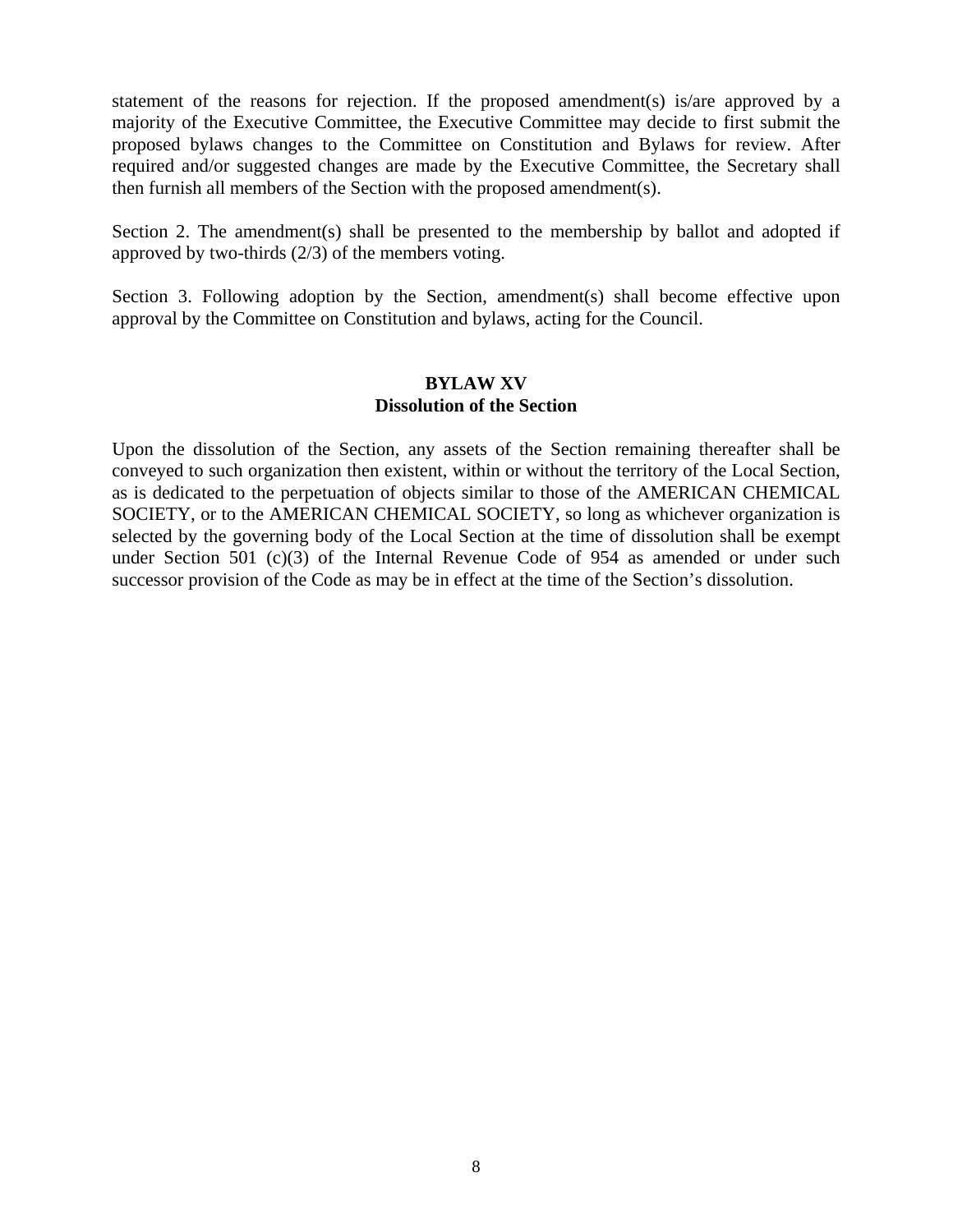statement of the reasons for rejection. If the proposed amendment(s) is/are approved by a majority of the Executive Committee, the Executive Committee may decide to first submit the proposed bylaws changes to the Committee on Constitution and Bylaws for review. After required and/or suggested changes are made by the Executive Committee, the Secretary shall then furnish all members of the Section with the proposed amendment(s).

Section 2. The amendment(s) shall be presented to the membership by ballot and adopted if approved by two-thirds (2/3) of the members voting.

Section 3. Following adoption by the Section, amendment(s) shall become effective upon approval by the Committee on Constitution and bylaws, acting for the Council.

## BYLAW XV
## Dissolution of the Section

Upon the dissolution of the Section, any assets of the Section remaining thereafter shall be conveyed to such organization then existent, within or without the territory of the Local Section, as is dedicated to the perpetuation of objects similar to those of the AMERICAN CHEMICAL SOCIETY, or to the AMERICAN CHEMICAL SOCIETY, so long as whichever organization is selected by the governing body of the Local Section at the time of dissolution shall be exempt under Section 501 (c)(3) of the Internal Revenue Code of 954 as amended or under such successor provision of the Code as may be in effect at the time of the Section's dissolution.